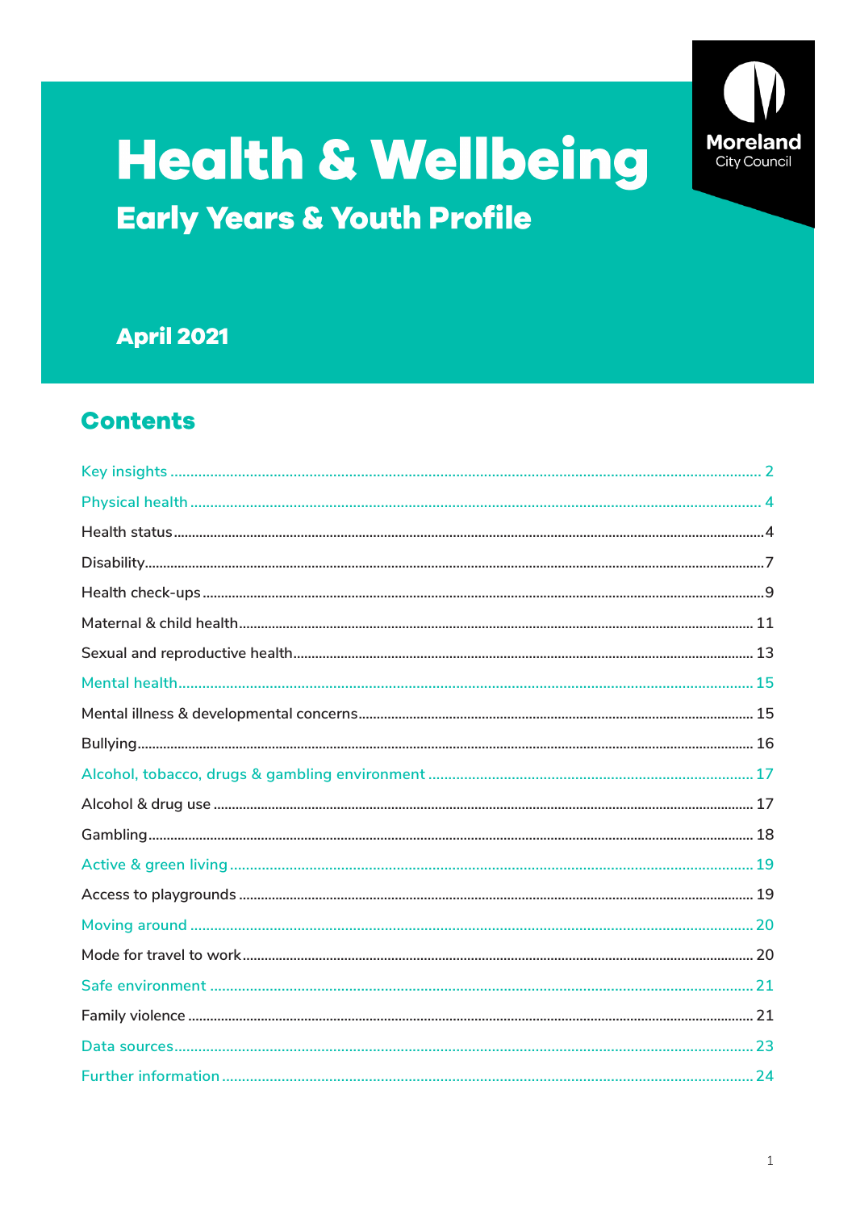# Health & Wellbeing

## Early Years & Youth Profile

Moreland City Council

**April 2021**

## Contents

- Key insights ........ 2
- Physical health ........ 4
  - Health status ........ 4
  - Disability ........ 7
  - Health check-ups ........ 9
  - Maternal & child health ........ 11
  - Sexual and reproductive health ........ 13
- Mental health ........ 15
  - Mental illness & developmental concerns ........ 15
  - Bullying ........ 16
- Alcohol, tobacco, drugs & gambling environment ........ 17
  - Alcohol & drug use ........ 17
  - Gambling ........ 18
- Active & green living ........ 19
  - Access to playgrounds ........ 19
- Moving around ........ 20
  - Mode for travel to work ........ 20
- Safe environment ........ 21
  - Family violence ........ 21
- Data sources ........ 23
- Further information ........ 24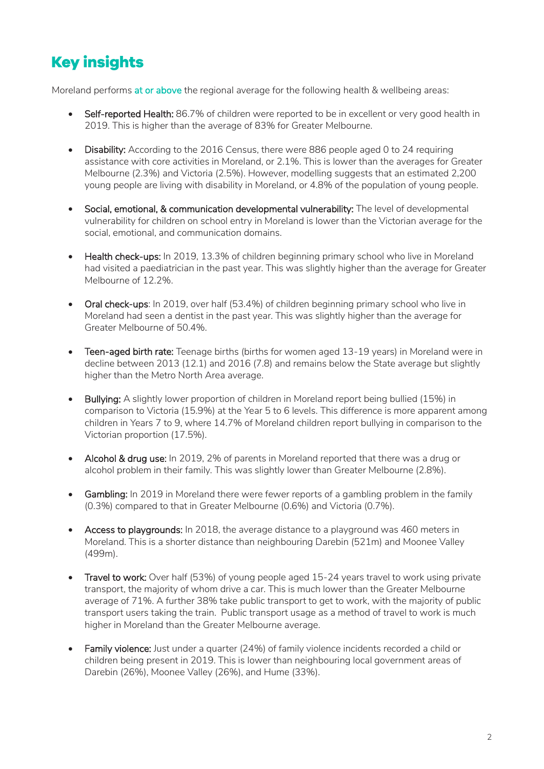# Key insights

Moreland performs at or above the regional average for the following health & wellbeing areas:

- Self-reported Health: 86.7% of children were reported to be in excellent or very good health in 2019. This is higher than the average of 83% for Greater Melbourne.
- Disability: According to the 2016 Census, there were 886 people aged 0 to 24 requiring assistance with core activities in Moreland, or 2.1%. This is lower than the averages for Greater Melbourne (2.3%) and Victoria (2.5%). However, modelling suggests that an estimated 2,200 young people are living with disability in Moreland, or 4.8% of the population of young people.
- Social, emotional, & communication developmental vulnerability: The level of developmental vulnerability for children on school entry in Moreland is lower than the Victorian average for the social, emotional, and communication domains.
- Health check-ups: In 2019, 13.3% of children beginning primary school who live in Moreland had visited a paediatrician in the past year. This was slightly higher than the average for Greater Melbourne of 12.2%.
- Oral check-ups: In 2019, over half (53.4%) of children beginning primary school who live in Moreland had seen a dentist in the past year. This was slightly higher than the average for Greater Melbourne of 50.4%.
- Teen-aged birth rate: Teenage births (births for women aged 13-19 years) in Moreland were in decline between 2013 (12.1) and 2016 (7.8) and remains below the State average but slightly higher than the Metro North Area average.
- Bullying: A slightly lower proportion of children in Moreland report being bullied (15%) in comparison to Victoria (15.9%) at the Year 5 to 6 levels. This difference is more apparent among children in Years 7 to 9, where 14.7% of Moreland children report bullying in comparison to the Victorian proportion (17.5%).
- Alcohol & drug use: In 2019, 2% of parents in Moreland reported that there was a drug or alcohol problem in their family. This was slightly lower than Greater Melbourne (2.8%).
- Gambling: In 2019 in Moreland there were fewer reports of a gambling problem in the family (0.3%) compared to that in Greater Melbourne (0.6%) and Victoria (0.7%).
- Access to playgrounds: In 2018, the average distance to a playground was 460 meters in Moreland. This is a shorter distance than neighbouring Darebin (521m) and Moonee Valley (499m).
- Travel to work: Over half (53%) of young people aged 15-24 years travel to work using private transport, the majority of whom drive a car. This is much lower than the Greater Melbourne average of 71%. A further 38% take public transport to get to work, with the majority of public transport users taking the train. Public transport usage as a method of travel to work is much higher in Moreland than the Greater Melbourne average.
- Family violence: Just under a quarter (24%) of family violence incidents recorded a child or children being present in 2019. This is lower than neighbouring local government areas of Darebin (26%), Moonee Valley (26%), and Hume (33%).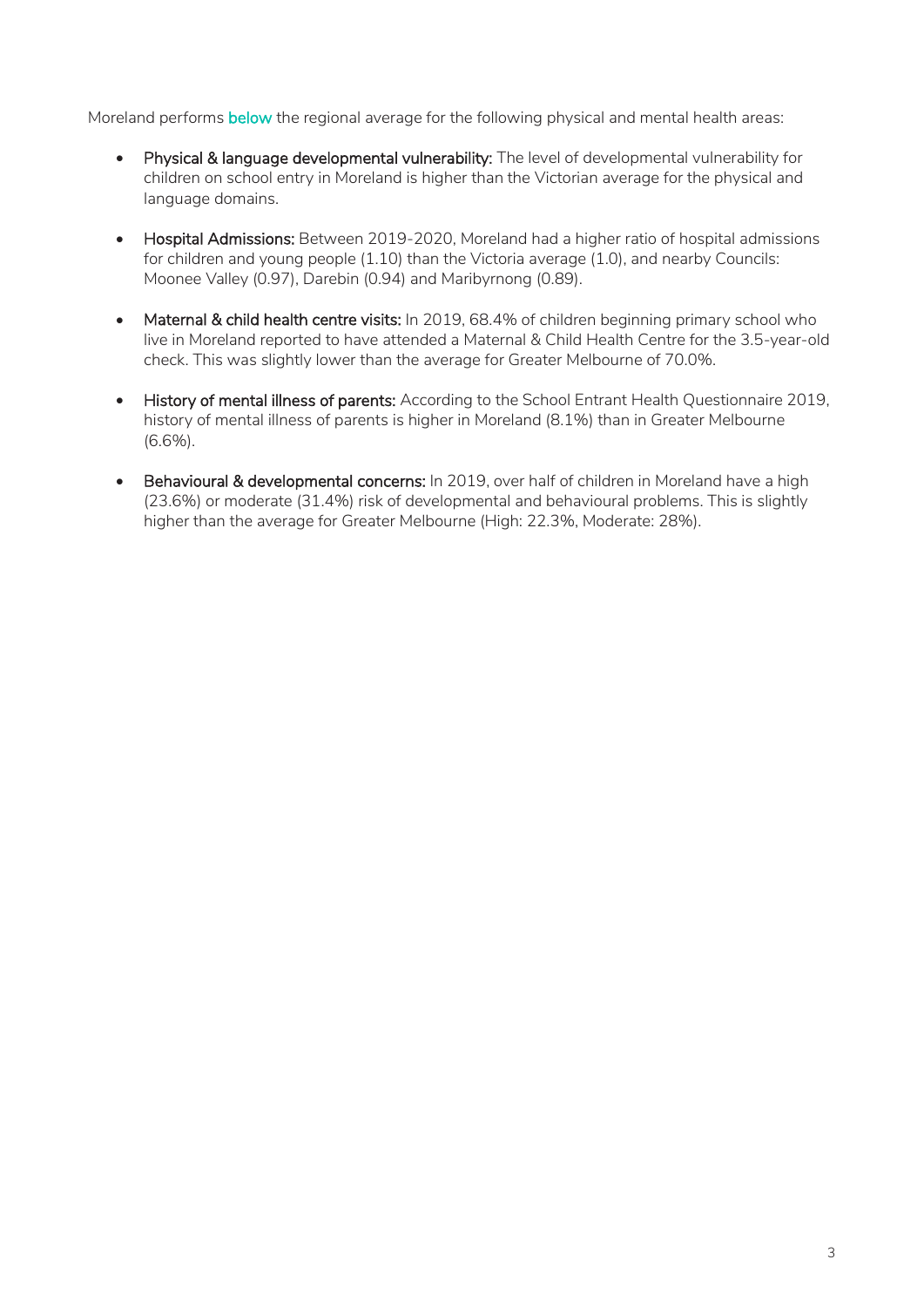Moreland performs below the regional average for the following physical and mental health areas:

- **Physical & language developmental vulnerability:** The level of developmental vulnerability for children on school entry in Moreland is higher than the Victorian average for the physical and language domains.
- **Hospital Admissions:** Between 2019-2020, Moreland had a higher ratio of hospital admissions for children and young people (1.10) than the Victoria average (1.0), and nearby Councils: Moonee Valley (0.97), Darebin (0.94) and Maribyrnong (0.89).
- **Maternal & child health centre visits:** In 2019, 68.4% of children beginning primary school who live in Moreland reported to have attended a Maternal & Child Health Centre for the 3.5-year-old check. This was slightly lower than the average for Greater Melbourne of 70.0%.
- **History of mental illness of parents:** According to the School Entrant Health Questionnaire 2019, history of mental illness of parents is higher in Moreland (8.1%) than in Greater Melbourne (6.6%).
- **Behavioural & developmental concerns:** In 2019, over half of children in Moreland have a high (23.6%) or moderate (31.4%) risk of developmental and behavioural problems. This is slightly higher than the average for Greater Melbourne (High: 22.3%, Moderate: 28%).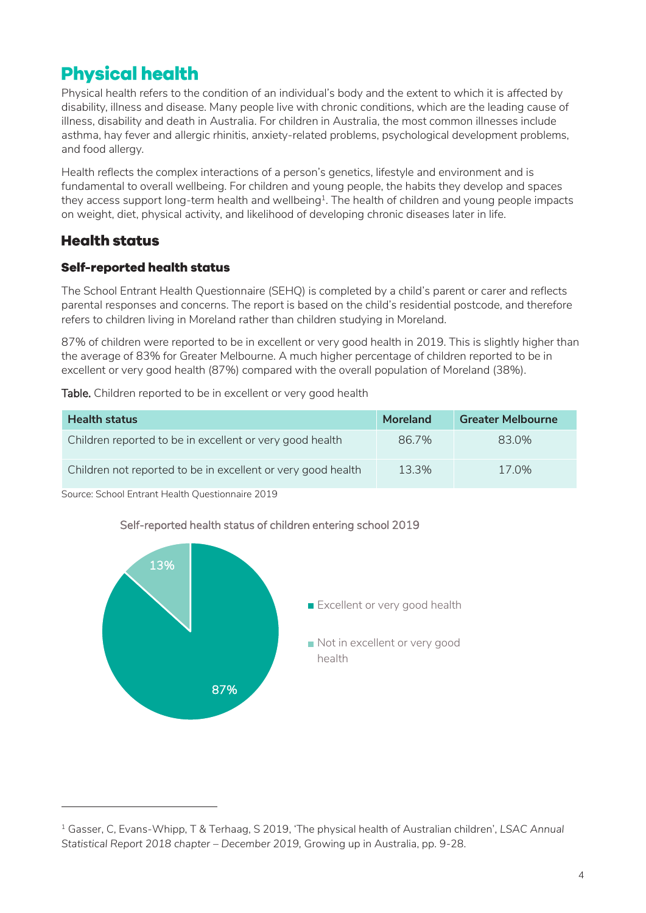# Physical health

Physical health refers to the condition of an individual's body and the extent to which it is affected by disability, illness and disease. Many people live with chronic conditions, which are the leading cause of illness, disability and death in Australia. For children in Australia, the most common illnesses include asthma, hay fever and allergic rhinitis, anxiety-related problems, psychological development problems, and food allergy.

Health reflects the complex interactions of a person's genetics, lifestyle and environment and is fundamental to overall wellbeing. For children and young people, the habits they develop and spaces they access support long-term health and wellbeing[1]. The health of children and young people impacts on weight, diet, physical activity, and likelihood of developing chronic diseases later in life.

## Health status

### Self-reported health status

The School Entrant Health Questionnaire (SEHQ) is completed by a child's parent or carer and reflects parental responses and concerns. The report is based on the child's residential postcode, and therefore refers to children living in Moreland rather than children studying in Moreland.

87% of children were reported to be in excellent or very good health in 2019. This is slightly higher than the average of 83% for Greater Melbourne. A much higher percentage of children reported to be in excellent or very good health (87%) compared with the overall population of Moreland (38%).

**Table.** Children reported to be in excellent or very good health

| Health status | Moreland | Greater Melbourne |
|---|---|---|
| Children reported to be in excellent or very good health | 86.7% | 83.0% |
| Children not reported to be in excellent or very good health | 13.3% | 17.0% |

Source: School Entrant Health Questionnaire 2019

Self-reported health status of children entering school 2019

- Excellent or very good health: 87%
- Not in excellent or very good health: 13%

---

[1] Gasser, C, Evans-Whipp, T & Terhaag, S 2019, 'The physical health of Australian children', *LSAC Annual Statistical Report 2018 chapter – December 2019*, Growing up in Australia, pp. 9-28.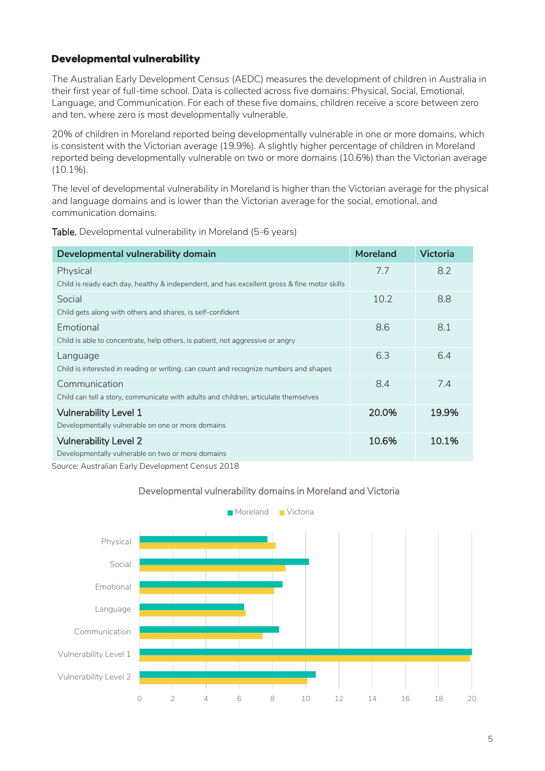## Developmental vulnerability

The Australian Early Development Census (AEDC) measures the development of children in Australia in their first year of full-time school. Data is collected across five domains: Physical, Social, Emotional, Language, and Communication. For each of these five domains, children receive a score between zero and ten, where zero is most developmentally vulnerable.

20% of children in Moreland reported being developmentally vulnerable in one or more domains, which is consistent with the Victorian average (19.9%). A slightly higher percentage of children in Moreland reported being developmentally vulnerable on two or more domains (10.6%) than the Victorian average (10.1%).

The level of developmental vulnerability in Moreland is higher than the Victorian average for the physical and language domains and is lower than the Victorian average for the social, emotional, and communication domains.

**Table.** Developmental vulnerability in Moreland (5-6 years)

| Developmental vulnerability domain | Moreland | Victoria |
|---|---|---|
| Physical<br>Child is ready each day, healthy & independent, and has excellent gross & fine motor skills | 7.7 | 8.2 |
| Social<br>Child gets along with others and shares, is self-confident | 10.2 | 8.8 |
| Emotional<br>Child is able to concentrate, help others, is patient, not aggressive or angry | 8.6 | 8.1 |
| Language<br>Child is interested in reading or writing, can count and recognize numbers and shapes | 6.3 | 6.4 |
| Communication<br>Child can tell a story, communicate with adults and children, articulate themselves | 8.4 | 7.4 |
| **Vulnerability Level 1**<br>Developmentally vulnerable on one or more domains | **20.0%** | **19.9%** |
| **Vulnerability Level 2**<br>Developmentally vulnerable on two or more domains | **10.6%** | **10.1%** |

Source: Australian Early Development Census 2018

Developmental vulnerability domains in Moreland and Victoria

| Domain | Moreland | Victoria |
|---|---|---|
| Physical | 7.7 | 8.2 |
| Social | 10.2 | 8.8 |
| Emotional | 8.6 | 8.1 |
| Language | 6.3 | 6.4 |
| Communication | 8.4 | 7.4 |
| Vulnerability Level 1 | 20.0 | 19.9 |
| Vulnerability Level 2 | 10.6 | 10.1 |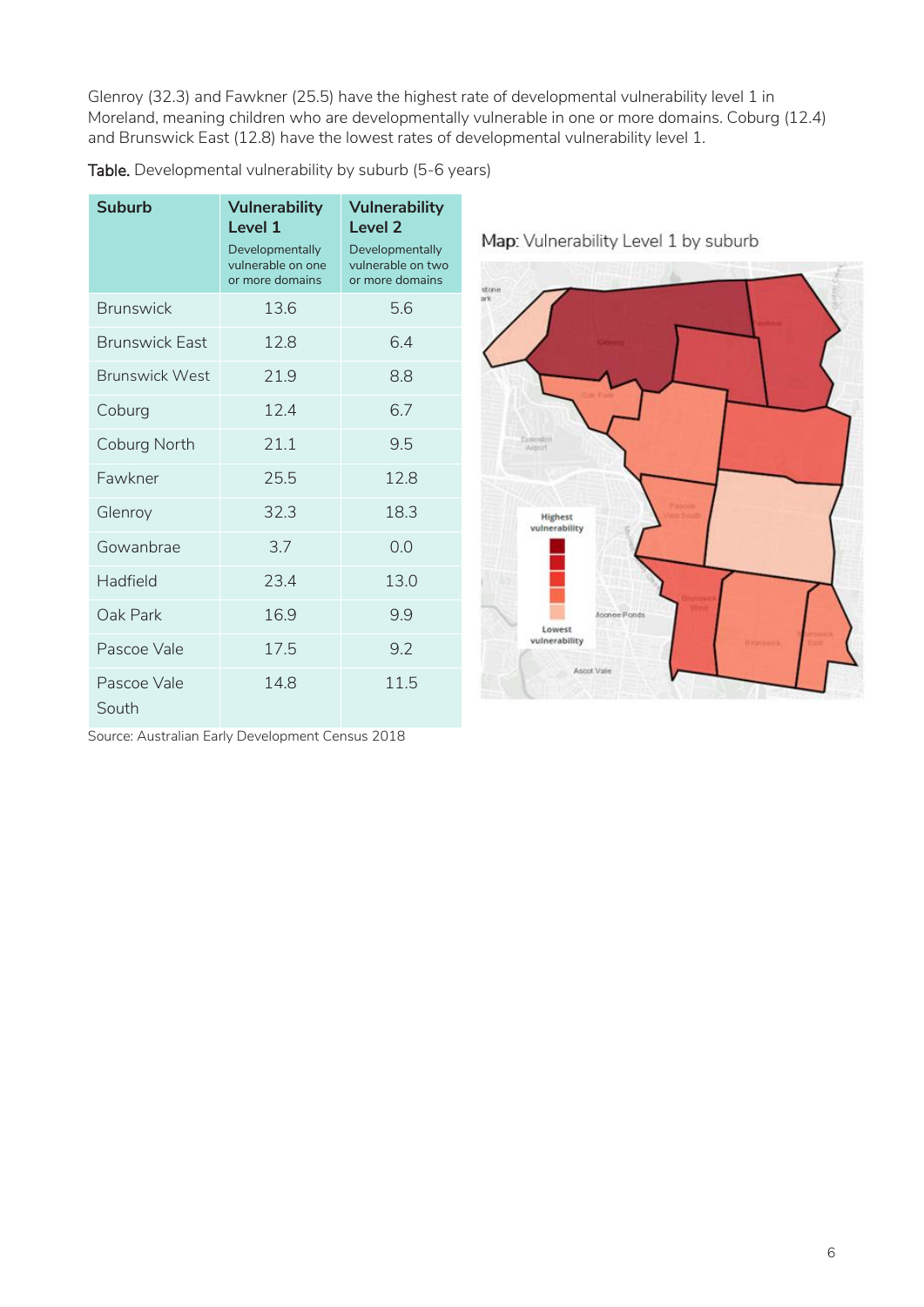Glenroy (32.3) and Fawkner (25.5) have the highest rate of developmental vulnerability level 1 in Moreland, meaning children who are developmentally vulnerable in one or more domains. Coburg (12.4) and Brunswick East (12.8) have the lowest rates of developmental vulnerability level 1.

**Table.** Developmental vulnerability by suburb (5-6 years)

| Suburb | Vulnerability Level 1 Developmentally vulnerable on one or more domains | Vulnerability Level 2 Developmentally vulnerable on two or more domains |
|---|---|---|
| Brunswick | 13.6 | 5.6 |
| Brunswick East | 12.8 | 6.4 |
| Brunswick West | 21.9 | 8.8 |
| Coburg | 12.4 | 6.7 |
| Coburg North | 21.1 | 9.5 |
| Fawkner | 25.5 | 12.8 |
| Glenroy | 32.3 | 18.3 |
| Gowanbrae | 3.7 | 0.0 |
| Hadfield | 23.4 | 13.0 |
| Oak Park | 16.9 | 9.9 |
| Pascoe Vale | 17.5 | 9.2 |
| Pascoe Vale South | 14.8 | 11.5 |

Source: Australian Early Development Census 2018

**Map:** Vulnerability Level 1 by suburb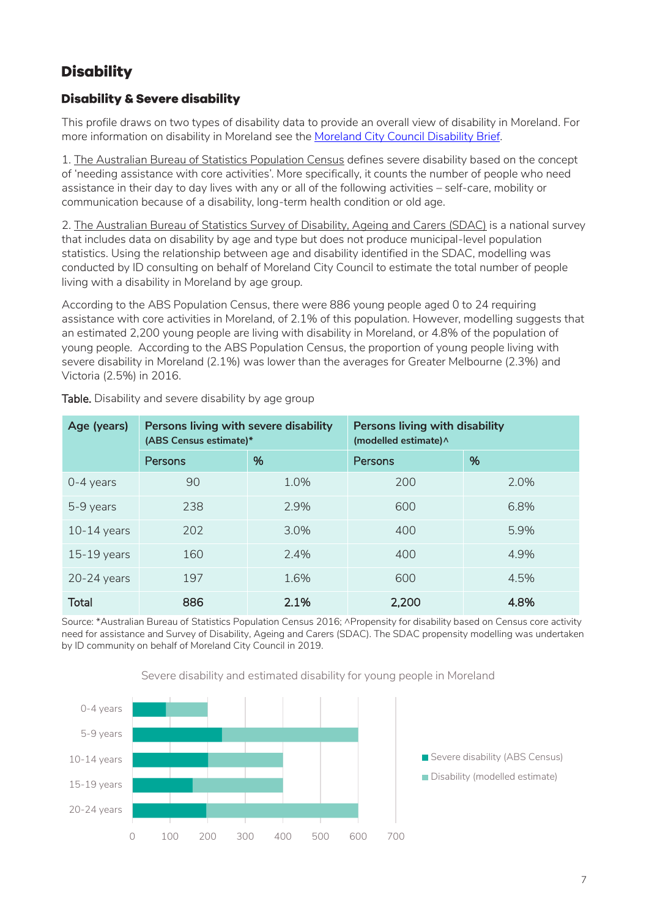# Disability

## Disability & Severe disability

This profile draws on two types of disability data to provide an overall view of disability in Moreland. For more information on disability in Moreland see the Moreland City Council Disability Brief.

1. The Australian Bureau of Statistics Population Census defines severe disability based on the concept of 'needing assistance with core activities'. More specifically, it counts the number of people who need assistance in their day to day lives with any or all of the following activities – self-care, mobility or communication because of a disability, long-term health condition or old age.

2. The Australian Bureau of Statistics Survey of Disability, Ageing and Carers (SDAC) is a national survey that includes data on disability by age and type but does not produce municipal-level population statistics. Using the relationship between age and disability identified in the SDAC, modelling was conducted by ID consulting on behalf of Moreland City Council to estimate the total number of people living with a disability in Moreland by age group.

According to the ABS Population Census, there were 886 young people aged 0 to 24 requiring assistance with core activities in Moreland, of 2.1% of this population. However, modelling suggests that an estimated 2,200 young people are living with disability in Moreland, or 4.8% of the population of young people. According to the ABS Population Census, the proportion of young people living with severe disability in Moreland (2.1%) was lower than the averages for Greater Melbourne (2.3%) and Victoria (2.5%) in 2016.

**Table.** Disability and severe disability by age group

| Age (years) | Persons living with severe disability (ABS Census estimate)* | | Persons living with disability (modelled estimate)^ | |
|---|---|---|---|---|
| | Persons | % | Persons | % |
| 0-4 years | 90 | 1.0% | 200 | 2.0% |
| 5-9 years | 238 | 2.9% | 600 | 6.8% |
| 10-14 years | 202 | 3.0% | 400 | 5.9% |
| 15-19 years | 160 | 2.4% | 400 | 4.9% |
| 20-24 years | 197 | 1.6% | 600 | 4.5% |
| **Total** | **886** | **2.1%** | **2,200** | **4.8%** |

Source: *Australian Bureau of Statistics Population Census 2016; ^Propensity for disability based on Census core activity need for assistance and Survey of Disability, Ageing and Carers (SDAC). The SDAC propensity modelling was undertaken by ID community on behalf of Moreland City Council in 2019.

Severe disability and estimated disability for young people in Moreland

| Age | Severe disability (ABS Census) | Disability (modelled estimate) |
|---|---|---|
| 0-4 years | 90 | 200 |
| 5-9 years | 238 | 600 |
| 10-14 years | 202 | 400 |
| 15-19 years | 160 | 400 |
| 20-24 years | 197 | 600 |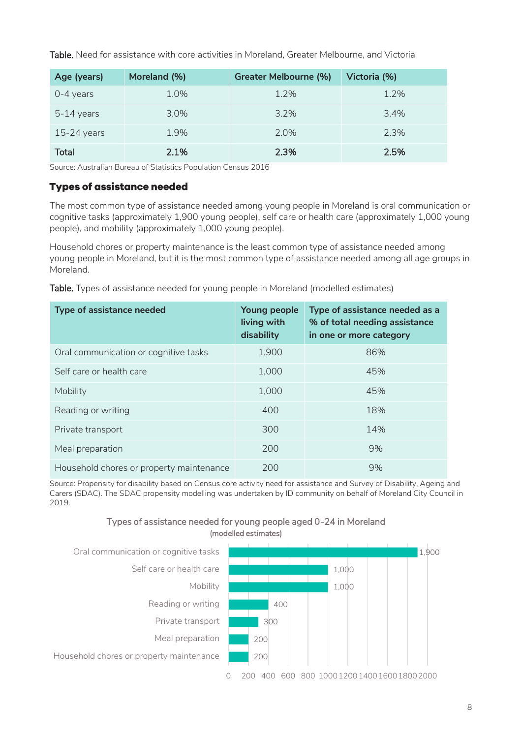**Table.** Need for assistance with core activities in Moreland, Greater Melbourne, and Victoria

| Age (years) | Moreland (%) | Greater Melbourne (%) | Victoria (%) |
|---|---|---|---|
| 0-4 years | 1.0% | 1.2% | 1.2% |
| 5-14 years | 3.0% | 3.2% | 3.4% |
| 15-24 years | 1.9% | 2.0% | 2.3% |
| **Total** | **2.1%** | **2.3%** | **2.5%** |

Source: Australian Bureau of Statistics Population Census 2016

## Types of assistance needed

The most common type of assistance needed among young people in Moreland is oral communication or cognitive tasks (approximately 1,900 young people), self care or health care (approximately 1,000 young people), and mobility (approximately 1,000 young people).

Household chores or property maintenance is the least common type of assistance needed among young people in Moreland, but it is the most common type of assistance needed among all age groups in Moreland.

**Table.** Types of assistance needed for young people in Moreland (modelled estimates)

| Type of assistance needed | Young people living with disability | Type of assistance needed as a % of total needing assistance in one or more category |
|---|---|---|
| Oral communication or cognitive tasks | 1,900 | 86% |
| Self care or health care | 1,000 | 45% |
| Mobility | 1,000 | 45% |
| Reading or writing | 400 | 18% |
| Private transport | 300 | 14% |
| Meal preparation | 200 | 9% |
| Household chores or property maintenance | 200 | 9% |

Source: Propensity for disability based on Census core activity need for assistance and Survey of Disability, Ageing and Carers (SDAC). The SDAC propensity modelling was undertaken by ID community on behalf of Moreland City Council in 2019.

Types of assistance needed for young people aged 0-24 in Moreland
(modelled estimates)

| Type of assistance needed | Young people |
|---|---|
| Oral communication or cognitive tasks | 1,900 |
| Self care or health care | 1,000 |
| Mobility | 1,000 |
| Reading or writing | 400 |
| Private transport | 300 |
| Meal preparation | 200 |
| Household chores or property maintenance | 200 |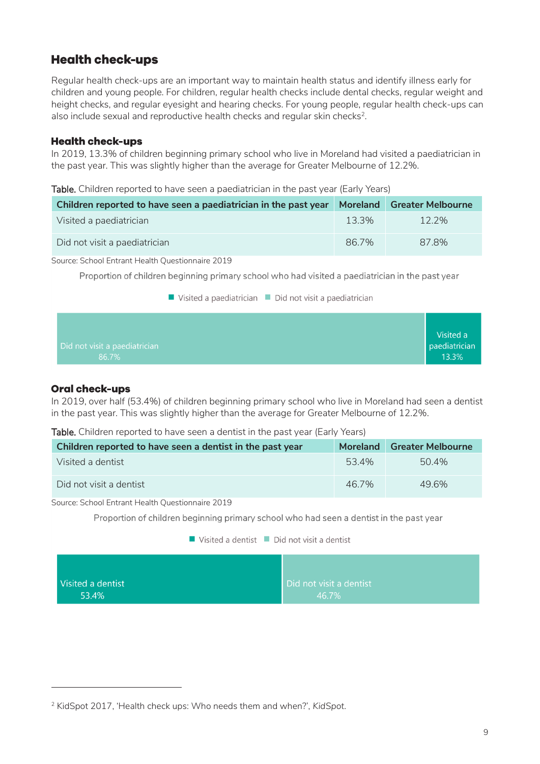## Health check-ups

Regular health check-ups are an important way to maintain health status and identify illness early for children and young people. For children, regular health checks include dental checks, regular weight and height checks, and regular eyesight and hearing checks. For young people, regular health check-ups can also include sexual and reproductive health checks and regular skin checks[2].

### Health check-ups

In 2019, 13.3% of children beginning primary school who live in Moreland had visited a paediatrician in the past year. This was slightly higher than the average for Greater Melbourne of 12.2%.

**Table.** Children reported to have seen a paediatrician in the past year (Early Years)

| Children reported to have seen a paediatrician in the past year | Moreland | Greater Melbourne |
|---|---|---|
| Visited a paediatrician | 13.3% | 12.2% |
| Did not visit a paediatrician | 86.7% | 87.8% |

Source: School Entrant Health Questionnaire 2019

Proportion of children beginning primary school who had visited a paediatrician in the past year

- Visited a paediatrician: 13.3%
- Did not visit a paediatrician: 86.7%

### Oral check-ups

In 2019, over half (53.4%) of children beginning primary school who live in Moreland had seen a dentist in the past year. This was slightly higher than the average for Greater Melbourne of 12.2%.

**Table.** Children reported to have seen a dentist in the past year (Early Years)

| Children reported to have seen a dentist in the past year | Moreland | Greater Melbourne |
|---|---|---|
| Visited a dentist | 53.4% | 50.4% |
| Did not visit a dentist | 46.7% | 49.6% |

Source: School Entrant Health Questionnaire 2019

Proportion of children beginning primary school who had seen a dentist in the past year

- Visited a dentist: 53.4%
- Did not visit a dentist: 46.7%

---

[2] KidSpot 2017, 'Health check ups: Who needs them and when?', *KidSpot*.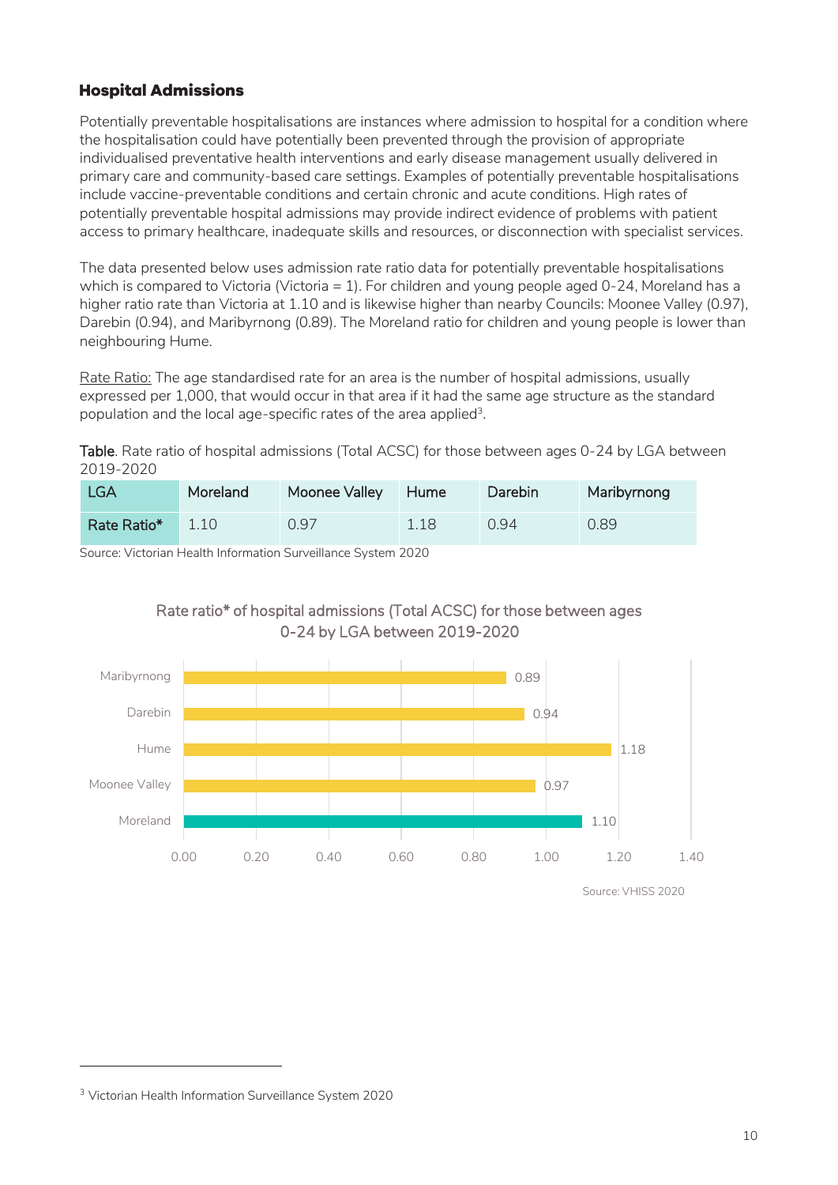### Hospital Admissions

Potentially preventable hospitalisations are instances where admission to hospital for a condition where the hospitalisation could have potentially been prevented through the provision of appropriate individualised preventative health interventions and early disease management usually delivered in primary care and community-based care settings. Examples of potentially preventable hospitalisations include vaccine-preventable conditions and certain chronic and acute conditions. High rates of potentially preventable hospital admissions may provide indirect evidence of problems with patient access to primary healthcare, inadequate skills and resources, or disconnection with specialist services.

The data presented below uses admission rate ratio data for potentially preventable hospitalisations which is compared to Victoria (Victoria = 1). For children and young people aged 0-24, Moreland has a higher ratio rate than Victoria at 1.10 and is likewise higher than nearby Councils: Moonee Valley (0.97), Darebin (0.94), and Maribyrnong (0.89). The Moreland ratio for children and young people is lower than neighbouring Hume.

Rate Ratio: The age standardised rate for an area is the number of hospital admissions, usually expressed per 1,000, that would occur in that area if it had the same age structure as the standard population and the local age-specific rates of the area applied[3].

**Table**. Rate ratio of hospital admissions (Total ACSC) for those between ages 0-24 by LGA between 2019-2020

| LGA | Moreland | Moonee Valley | Hume | Darebin | Maribyrnong |
|---|---|---|---|---|---|
| Rate Ratio* | 1.10 | 0.97 | 1.18 | 0.94 | 0.89 |

Source: Victorian Health Information Surveillance System 2020

Rate ratio* of hospital admissions (Total ACSC) for those between ages 0-24 by LGA between 2019-2020

| LGA | Rate ratio* |
|---|---|
| Maribyrnong | 0.89 |
| Darebin | 0.94 |
| Hume | 1.18 |
| Moonee Valley | 0.97 |
| Moreland | 1.10 |

Source: VHISS 2020

[3] Victorian Health Information Surveillance System 2020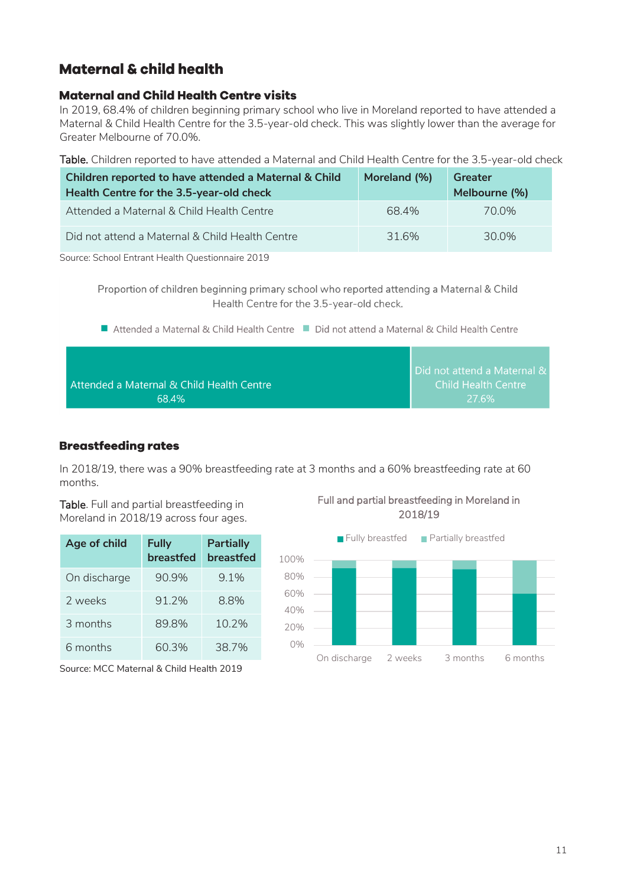# Maternal & child health

## Maternal and Child Health Centre visits

In 2019, 68.4% of children beginning primary school who live in Moreland reported to have attended a Maternal & Child Health Centre for the 3.5-year-old check. This was slightly lower than the average for Greater Melbourne of 70.0%.

**Table.** Children reported to have attended a Maternal and Child Health Centre for the 3.5-year-old check

| Children reported to have attended a Maternal & Child Health Centre for the 3.5-year-old check | Moreland (%) | Greater Melbourne (%) |
|---|---|---|
| Attended a Maternal & Child Health Centre | 68.4% | 70.0% |
| Did not attend a Maternal & Child Health Centre | 31.6% | 30.0% |

Source: School Entrant Health Questionnaire 2019

Proportion of children beginning primary school who reported attending a Maternal & Child Health Centre for the 3.5-year-old check.

■ Attended a Maternal & Child Health Centre ■ Did not attend a Maternal & Child Health Centre

Attended a Maternal & Child Health Centre 68.4%

Did not attend a Maternal & Child Health Centre 27.6%

## Breastfeeding rates

In 2018/19, there was a 90% breastfeeding rate at 3 months and a 60% breastfeeding rate at 60 months.

**Table.** Full and partial breastfeeding in Moreland in 2018/19 across four ages.

| Age of child | Fully breastfed | Partially breastfed |
|---|---|---|
| On discharge | 90.9% | 9.1% |
| 2 weeks | 91.2% | 8.8% |
| 3 months | 89.8% | 10.2% |
| 6 months | 60.3% | 38.7% |

Source: MCC Maternal & Child Health 2019

Full and partial breastfeeding in Moreland in 2018/19

■ Fully breastfed ■ Partially breastfed

100%
80%
60%
40%
20%
0%

On discharge 2 weeks 3 months 6 months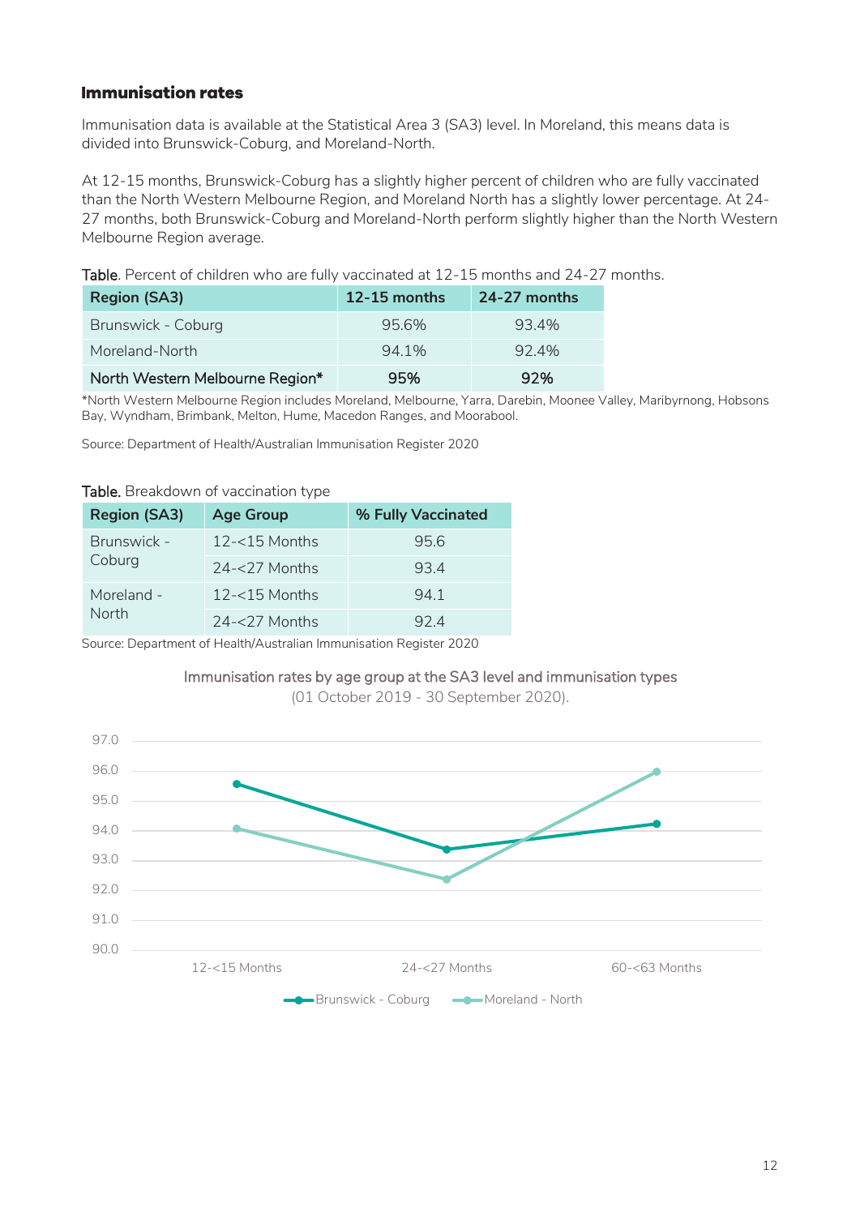### Immunisation rates

Immunisation data is available at the Statistical Area 3 (SA3) level. In Moreland, this means data is divided into Brunswick-Coburg, and Moreland-North.

At 12-15 months, Brunswick-Coburg has a slightly higher percent of children who are fully vaccinated than the North Western Melbourne Region, and Moreland North has a slightly lower percentage. At 24-27 months, both Brunswick-Coburg and Moreland-North perform slightly higher than the North Western Melbourne Region average.

**Table**. Percent of children who are fully vaccinated at 12-15 months and 24-27 months.

| Region (SA3) | 12-15 months | 24-27 months |
|---|---|---|
| Brunswick - Coburg | 95.6% | 93.4% |
| Moreland-North | 94.1% | 92.4% |
| **North Western Melbourne Region*** | **95%** | **92%** |

*North Western Melbourne Region includes Moreland, Melbourne, Yarra, Darebin, Moonee Valley, Maribyrnong, Hobsons Bay, Wyndham, Brimbank, Melton, Hume, Macedon Ranges, and Moorabool.

Source: Department of Health/Australian Immunisation Register 2020

**Table.** Breakdown of vaccination type

| Region (SA3) | Age Group | % Fully Vaccinated |
|---|---|---|
| Brunswick - Coburg | 12-<15 Months | 95.6 |
| | 24-<27 Months | 93.4 |
| Moreland - North | 12-<15 Months | 94.1 |
| | 24-<27 Months | 92.4 |

Source: Department of Health/Australian Immunisation Register 2020

Immunisation rates by age group at the SA3 level and immunisation types (01 October 2019 - 30 September 2020).

| Age Group | Brunswick - Coburg | Moreland - North |
|---|---|---|
| 12-<15 Months | 95.6 | 94.1 |
| 24-<27 Months | 93.4 | 92.4 |
| 60-<63 Months | 94.2 | 96.0 |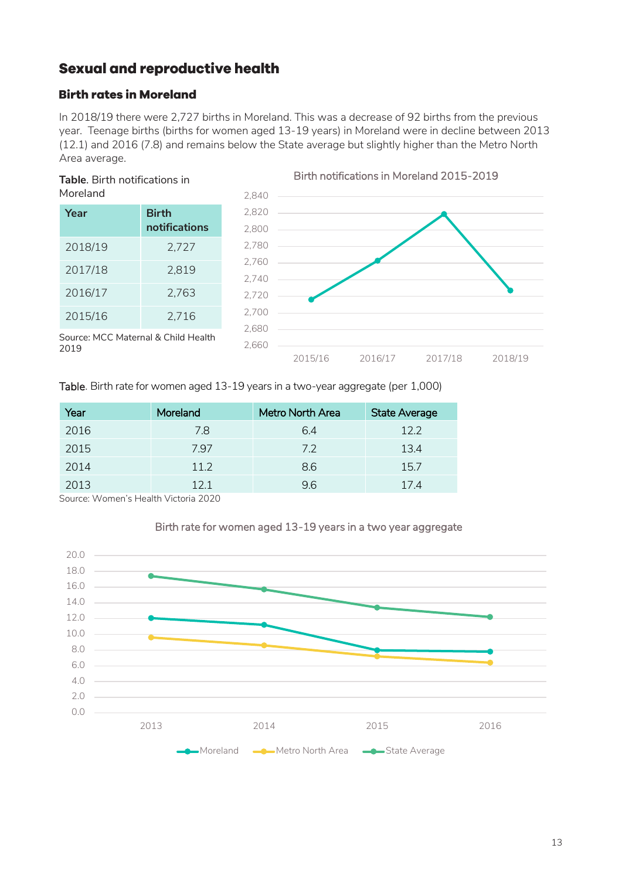## Sexual and reproductive health

### Birth rates in Moreland

In 2018/19 there were 2,727 births in Moreland. This was a decrease of 92 births from the previous year. Teenage births (births for women aged 13-19 years) in Moreland were in decline between 2013 (12.1) and 2016 (7.8) and remains below the State average but slightly higher than the Metro North Area average.

**Table**. Birth notifications in Moreland

| Year | Birth notifications |
|---|---|
| 2018/19 | 2,727 |
| 2017/18 | 2,819 |
| 2016/17 | 2,763 |
| 2015/16 | 2,716 |

Source: MCC Maternal & Child Health 2019

Birth notifications in Moreland 2015-2019

**Table**. Birth rate for women aged 13-19 years in a two-year aggregate (per 1,000)

| Year | Moreland | Metro North Area | State Average |
|---|---|---|---|
| 2016 | 7.8 | 6.4 | 12.2 |
| 2015 | 7.97 | 7.2 | 13.4 |
| 2014 | 11.2 | 8.6 | 15.7 |
| 2013 | 12.1 | 9.6 | 17.4 |

Source: Women's Health Victoria 2020

Birth rate for women aged 13-19 years in a two year aggregate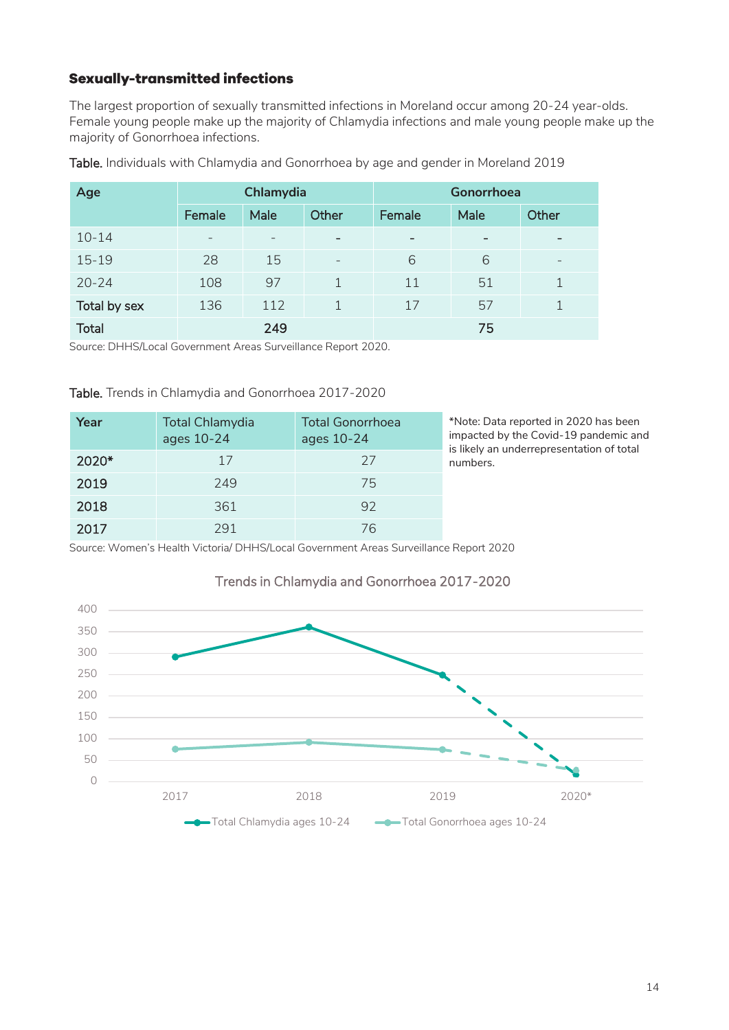### Sexually-transmitted infections

The largest proportion of sexually transmitted infections in Moreland occur among 20-24 year-olds. Female young people make up the majority of Chlamydia infections and male young people make up the majority of Gonorrhoea infections.

**Table.** Individuals with Chlamydia and Gonorrhoea by age and gender in Moreland 2019

| Age | Chlamydia | | | Gonorrhoea | | |
|---|---|---|---|---|---|---|
| | Female | Male | Other | Female | Male | Other |
| 10-14 | - | - | - | - | - | - |
| 15-19 | 28 | 15 | - | 6 | 6 | - |
| 20-24 | 108 | 97 | 1 | 11 | 51 | 1 |
| Total by sex | 136 | 112 | 1 | 17 | 57 | 1 |
| Total | 249 | | | 75 | | |

Source: DHHS/Local Government Areas Surveillance Report 2020.

**Table.** Trends in Chlamydia and Gonorrhoea 2017-2020

| Year | Total Chlamydia ages 10-24 | Total Gonorrhoea ages 10-24 |
|---|---|---|
| 2020* | 17 | 27 |
| 2019 | 249 | 75 |
| 2018 | 361 | 92 |
| 2017 | 291 | 76 |

*Note: Data reported in 2020 has been impacted by the Covid-19 pandemic and is likely an underrepresentation of total numbers.

Source: Women's Health Victoria/ DHHS/Local Government Areas Surveillance Report 2020

Trends in Chlamydia and Gonorrhoea 2017-2020

| | 2017 | 2018 | 2019 | 2020* |
|---|---|---|---|---|
| Total Chlamydia ages 10-24 | 291 | 361 | 249 | 17 |
| Total Gonorrhoea ages 10-24 | 76 | 92 | 75 | 27 |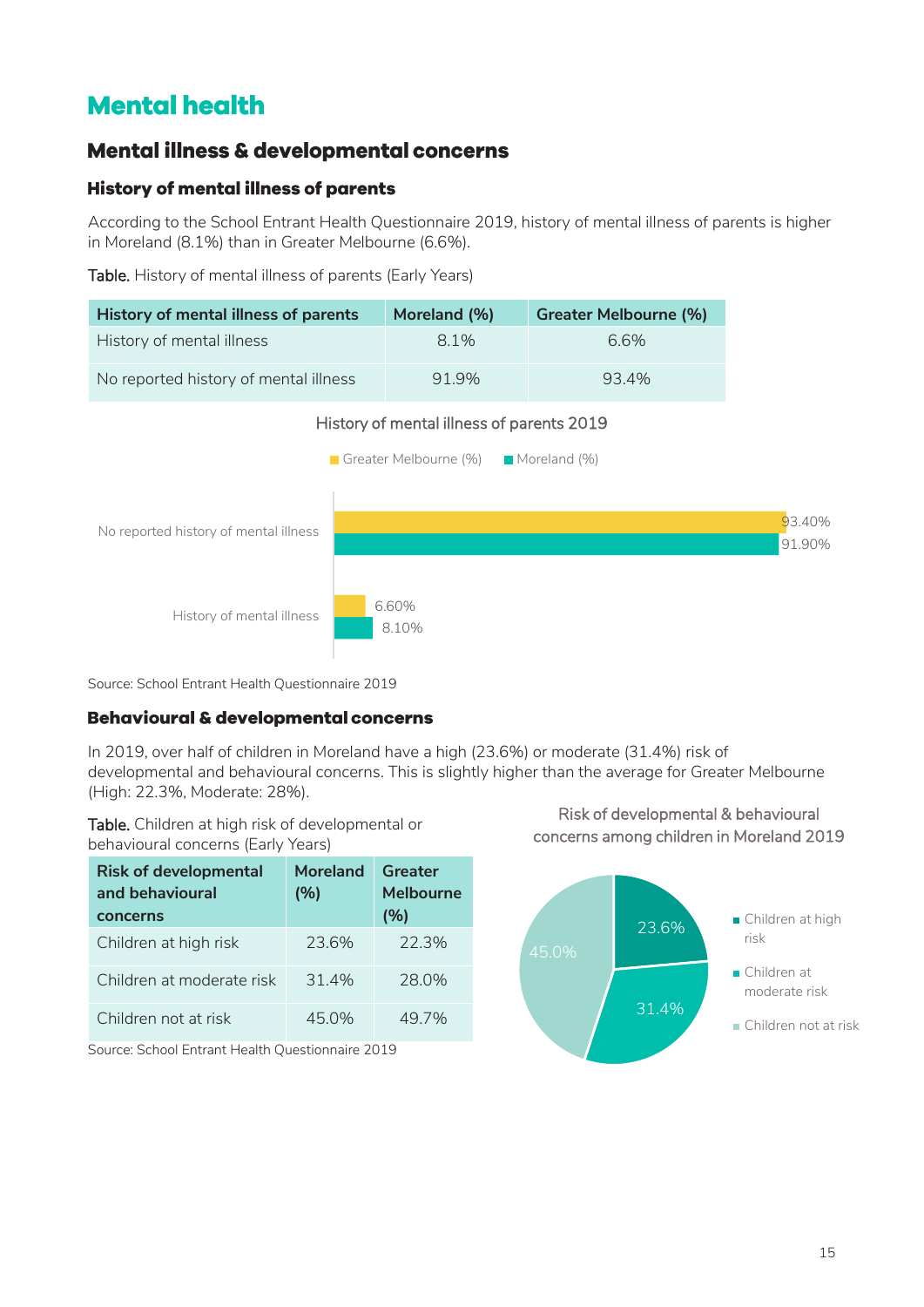# Mental health

## Mental illness & developmental concerns

### History of mental illness of parents

According to the School Entrant Health Questionnaire 2019, history of mental illness of parents is higher in Moreland (8.1%) than in Greater Melbourne (6.6%).

Table. History of mental illness of parents (Early Years)

| History of mental illness of parents | Moreland (%) | Greater Melbourne (%) |
|---|---|---|
| History of mental illness | 8.1% | 6.6% |
| No reported history of mental illness | 91.9% | 93.4% |

History of mental illness of parents 2019

| | Greater Melbourne (%) | Moreland (%) |
|---|---|---|
| No reported history of mental illness | 93.40% | 91.90% |
| History of mental illness | 6.60% | 8.10% |

Source: School Entrant Health Questionnaire 2019

### Behavioural & developmental concerns

In 2019, over half of children in Moreland have a high (23.6%) or moderate (31.4%) risk of developmental and behavioural concerns. This is slightly higher than the average for Greater Melbourne (High: 22.3%, Moderate: 28%).

Table. Children at high risk of developmental or behavioural concerns (Early Years)

| Risk of developmental and behavioural concerns | Moreland (%) | Greater Melbourne (%) |
|---|---|---|
| Children at high risk | 23.6% | 22.3% |
| Children at moderate risk | 31.4% | 28.0% |
| Children not at risk | 45.0% | 49.7% |

Source: School Entrant Health Questionnaire 2019

Risk of developmental & behavioural concerns among children in Moreland 2019

| Category | % |
|---|---|
| Children at high risk | 23.6% |
| Children at moderate risk | 31.4% |
| Children not at risk | 45.0% |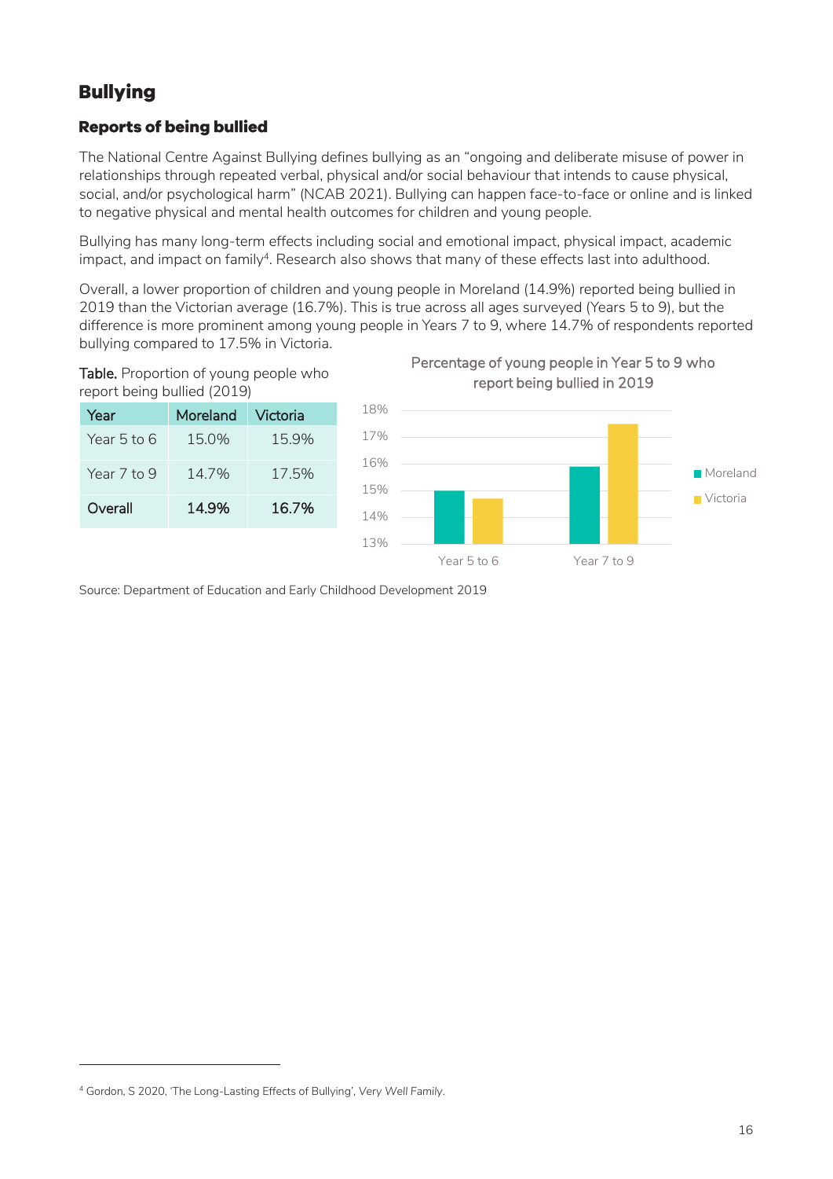# Bullying

## Reports of being bullied

The National Centre Against Bullying defines bullying as an "ongoing and deliberate misuse of power in relationships through repeated verbal, physical and/or social behaviour that intends to cause physical, social, and/or psychological harm" (NCAB 2021). Bullying can happen face-to-face or online and is linked to negative physical and mental health outcomes for children and young people.

Bullying has many long-term effects including social and emotional impact, physical impact, academic impact, and impact on family[4]. Research also shows that many of these effects last into adulthood.

Overall, a lower proportion of children and young people in Moreland (14.9%) reported being bullied in 2019 than the Victorian average (16.7%). This is true across all ages surveyed (Years 5 to 9), but the difference is more prominent among young people in Years 7 to 9, where 14.7% of respondents reported bullying compared to 17.5% in Victoria.

**Table.** Proportion of young people who report being bullied (2019)

| Year | Moreland | Victoria |
|---|---|---|
| Year 5 to 6 | 15.0% | 15.9% |
| Year 7 to 9 | 14.7% | 17.5% |
| **Overall** | **14.9%** | **16.7%** |

Percentage of young people in Year 5 to 9 who report being bullied in 2019

Source: Department of Education and Early Childhood Development 2019

[4] Gordon, S 2020, 'The Long-Lasting Effects of Bullying', *Very Well Family*.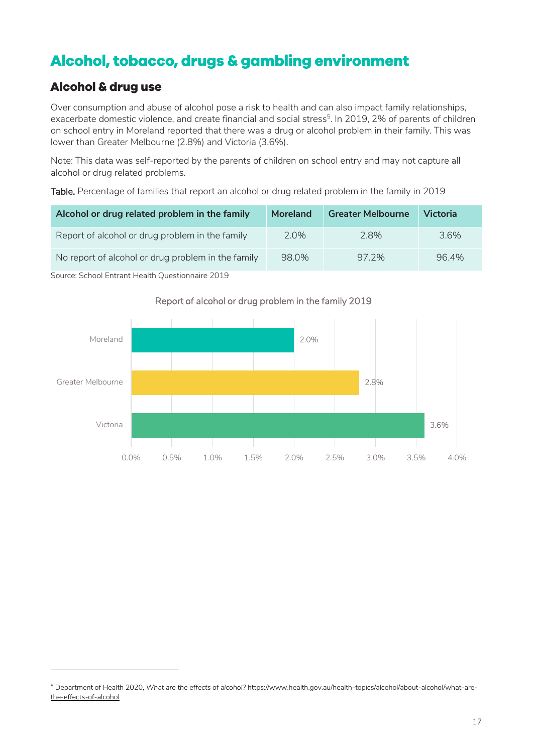# Alcohol, tobacco, drugs & gambling environment

## Alcohol & drug use

Over consumption and abuse of alcohol pose a risk to health and can also impact family relationships, exacerbate domestic violence, and create financial and social stress[5]. In 2019, 2% of parents of children on school entry in Moreland reported that there was a drug or alcohol problem in their family. This was lower than Greater Melbourne (2.8%) and Victoria (3.6%).

Note: This data was self-reported by the parents of children on school entry and may not capture all alcohol or drug related problems.

**Table.** Percentage of families that report an alcohol or drug related problem in the family in 2019

| Alcohol or drug related problem in the family | Moreland | Greater Melbourne | Victoria |
|---|---|---|---|
| Report of alcohol or drug problem in the family | 2.0% | 2.8% | 3.6% |
| No report of alcohol or drug problem in the family | 98.0% | 97.2% | 96.4% |

Source: School Entrant Health Questionnaire 2019

Report of alcohol or drug problem in the family 2019

| Area | Percentage |
|---|---|
| Moreland | 2.0% |
| Greater Melbourne | 2.8% |
| Victoria | 3.6% |

[5] Department of Health 2020, *What are the effects of alcohol?* https://www.health.gov.au/health-topics/alcohol/about-alcohol/what-are-the-effects-of-alcohol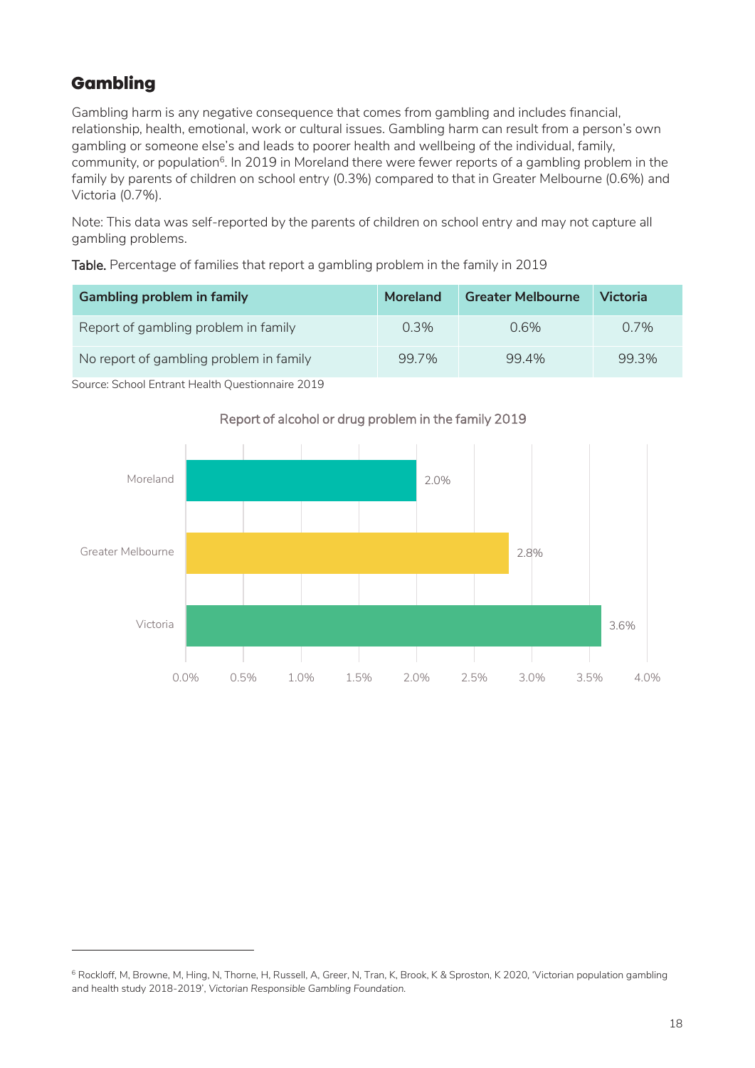## Gambling

Gambling harm is any negative consequence that comes from gambling and includes financial, relationship, health, emotional, work or cultural issues. Gambling harm can result from a person's own gambling or someone else's and leads to poorer health and wellbeing of the individual, family, community, or population[6]. In 2019 in Moreland there were fewer reports of a gambling problem in the family by parents of children on school entry (0.3%) compared to that in Greater Melbourne (0.6%) and Victoria (0.7%).

Note: This data was self-reported by the parents of children on school entry and may not capture all gambling problems.

**Table.** Percentage of families that report a gambling problem in the family in 2019

| Gambling problem in family | Moreland | Greater Melbourne | Victoria |
|---|---|---|---|
| Report of gambling problem in family | 0.3% | 0.6% | 0.7% |
| No report of gambling problem in family | 99.7% | 99.4% | 99.3% |

Source: School Entrant Health Questionnaire 2019

Report of alcohol or drug problem in the family 2019

| | Report of alcohol or drug problem in the family |
|---|---|
| Moreland | 2.0% |
| Greater Melbourne | 2.8% |
| Victoria | 3.6% |

[6] Rockloff, M, Browne, M, Hing, N, Thorne, H, Russell, A, Greer, N, Tran, K, Brook, K & Sproston, K 2020, 'Victorian population gambling and health study 2018-2019', *Victorian Responsible Gambling Foundation.*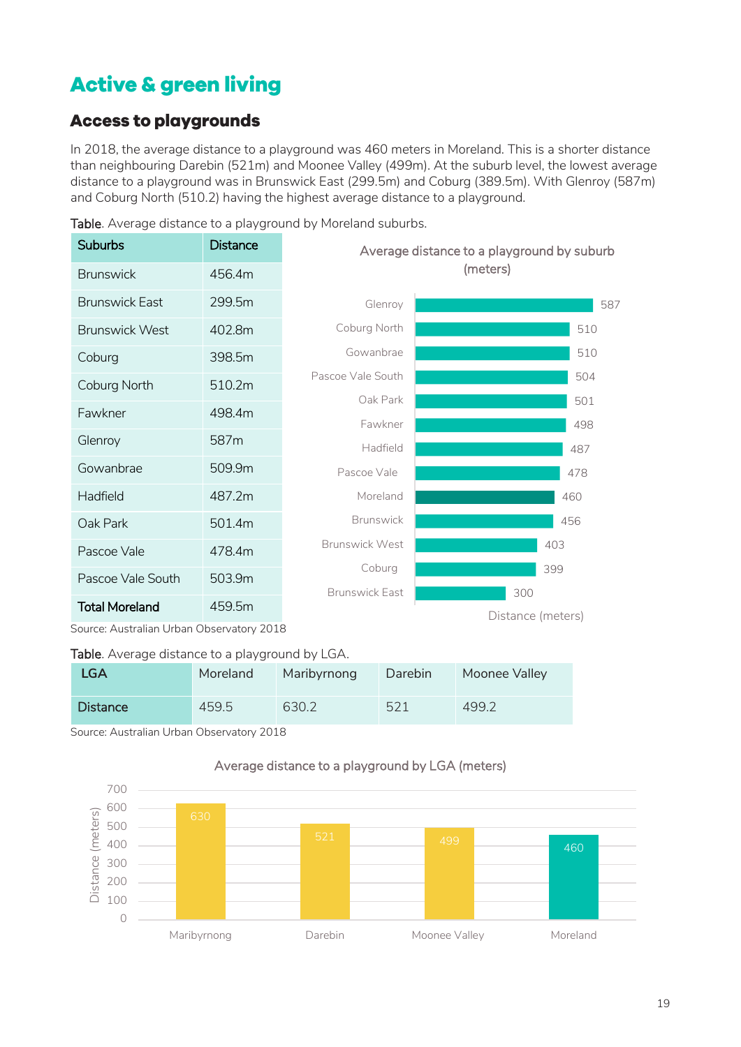# Active & green living

## Access to playgrounds

In 2018, the average distance to a playground was 460 meters in Moreland. This is a shorter distance than neighbouring Darebin (521m) and Moonee Valley (499m). At the suburb level, the lowest average distance to a playground was in Brunswick East (299.5m) and Coburg (389.5m). With Glenroy (587m) and Coburg North (510.2) having the highest average distance to a playground.

Table. Average distance to a playground by Moreland suburbs.

| Suburbs | Distance |
|---|---|
| Brunswick | 456.4m |
| Brunswick East | 299.5m |
| Brunswick West | 402.8m |
| Coburg | 398.5m |
| Coburg North | 510.2m |
| Fawkner | 498.4m |
| Glenroy | 587m |
| Gowanbrae | 509.9m |
| Hadfield | 487.2m |
| Oak Park | 501.4m |
| Pascoe Vale | 478.4m |
| Pascoe Vale South | 503.9m |
| **Total Moreland** | 459.5m |

Source: Australian Urban Observatory 2018

Average distance to a playground by suburb (meters)

| Suburb | Distance (meters) |
|---|---|
| Glenroy | 587 |
| Coburg North | 510 |
| Gowanbrae | 510 |
| Pascoe Vale South | 504 |
| Oak Park | 501 |
| Fawkner | 498 |
| Hadfield | 487 |
| Pascoe Vale | 478 |
| Moreland | 460 |
| Brunswick | 456 |
| Brunswick West | 403 |
| Coburg | 399 |
| Brunswick East | 300 |

Table. Average distance to a playground by LGA.

| LGA | Moreland | Maribyrnong | Darebin | Moonee Valley |
|---|---|---|---|---|
| Distance | 459.5 | 630.2 | 521 | 499.2 |

Source: Australian Urban Observatory 2018

Average distance to a playground by LGA (meters)

| LGA | Distance (meters) |
|---|---|
| Maribyrnong | 630 |
| Darebin | 521 |
| Moonee Valley | 499 |
| Moreland | 460 |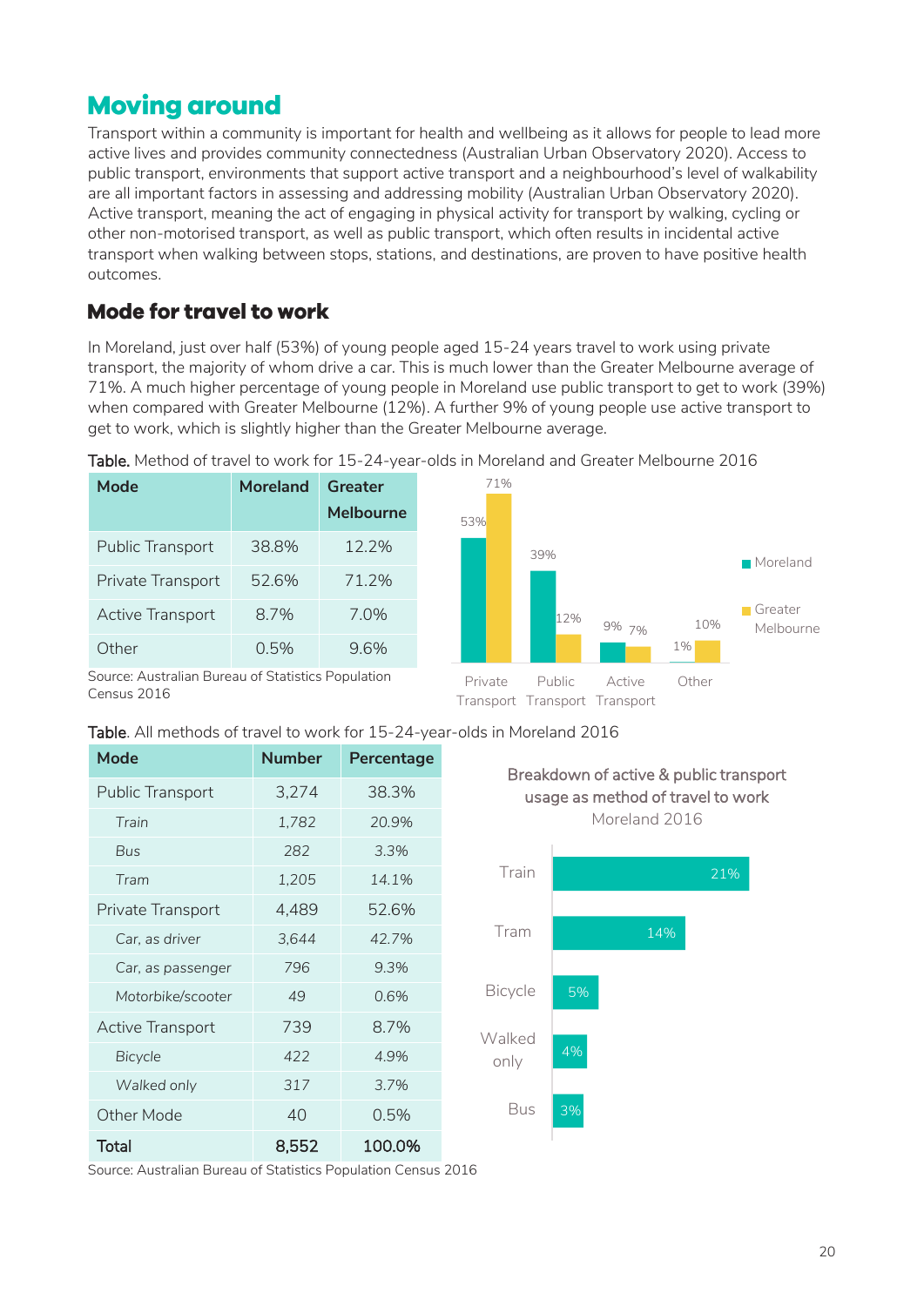# Moving around

Transport within a community is important for health and wellbeing as it allows for people to lead more active lives and provides community connectedness (Australian Urban Observatory 2020). Access to public transport, environments that support active transport and a neighbourhood's level of walkability are all important factors in assessing and addressing mobility (Australian Urban Observatory 2020). Active transport, meaning the act of engaging in physical activity for transport by walking, cycling or other non-motorised transport, as well as public transport, which often results in incidental active transport when walking between stops, stations, and destinations, are proven to have positive health outcomes.

## Mode for travel to work

In Moreland, just over half (53%) of young people aged 15-24 years travel to work using private transport, the majority of whom drive a car. This is much lower than the Greater Melbourne average of 71%. A much higher percentage of young people in Moreland use public transport to get to work (39%) when compared with Greater Melbourne (12%). A further 9% of young people use active transport to get to work, which is slightly higher than the Greater Melbourne average.

**Table.** Method of travel to work for 15-24-year-olds in Moreland and Greater Melbourne 2016

| Mode | Moreland | Greater Melbourne |
|---|---|---|
| Public Transport | 38.8% | 12.2% |
| Private Transport | 52.6% | 71.2% |
| Active Transport | 8.7% | 7.0% |
| Other | 0.5% | 9.6% |

Source: Australian Bureau of Statistics Population Census 2016

| | Private Transport | Public Transport | Active Transport | Other |
|---|---|---|---|---|
| Moreland | 53% | 39% | 9% | 1% |
| Greater Melbourne | 71% | 12% | 7% | 10% |

**Table.** All methods of travel to work for 15-24-year-olds in Moreland 2016

| Mode | Number | Percentage |
|---|---|---|
| Public Transport | 3,274 | 38.3% |
| *Train* | *1,782* | *20.9%* |
| *Bus* | *282* | *3.3%* |
| *Tram* | *1,205* | *14.1%* |
| Private Transport | 4,489 | 52.6% |
| *Car, as driver* | *3,644* | *42.7%* |
| *Car, as passenger* | *796* | *9.3%* |
| *Motorbike/scooter* | *49* | *0.6%* |
| Active Transport | 739 | 8.7% |
| *Bicycle* | *422* | *4.9%* |
| *Walked only* | *317* | *3.7%* |
| Other Mode | 40 | 0.5% |
| **Total** | **8,552** | **100.0%** |

Source: Australian Bureau of Statistics Population Census 2016

Breakdown of active & public transport usage as method of travel to work
Moreland 2016

| Mode | Percentage |
|---|---|
| Train | 21% |
| Tram | 14% |
| Bicycle | 5% |
| Walked only | 4% |
| Bus | 3% |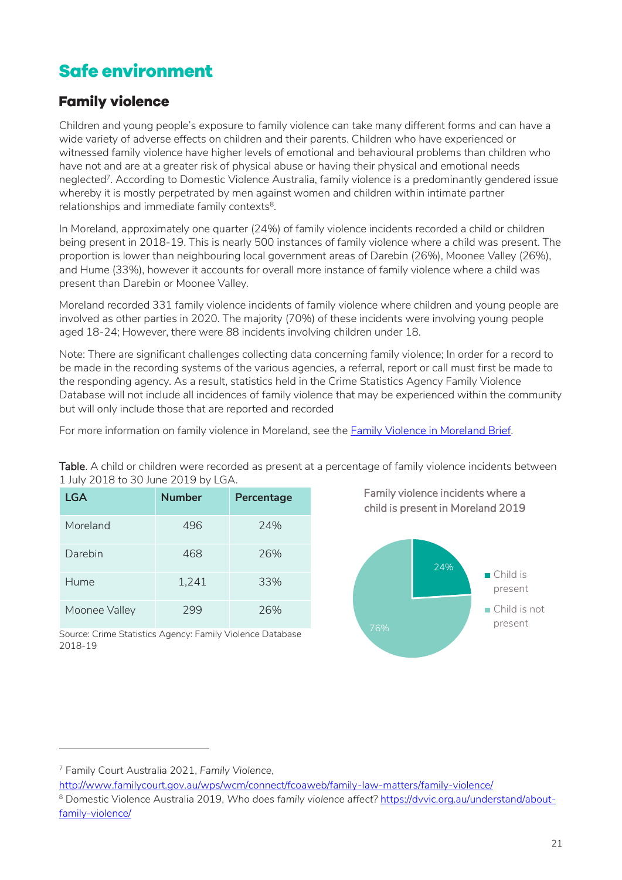# Safe environment

## Family violence

Children and young people's exposure to family violence can take many different forms and can have a wide variety of adverse effects on children and their parents. Children who have experienced or witnessed family violence have higher levels of emotional and behavioural problems than children who have not and are at a greater risk of physical abuse or having their physical and emotional needs neglected[7]. According to Domestic Violence Australia, family violence is a predominantly gendered issue whereby it is mostly perpetrated by men against women and children within intimate partner relationships and immediate family contexts[8].

In Moreland, approximately one quarter (24%) of family violence incidents recorded a child or children being present in 2018-19. This is nearly 500 instances of family violence where a child was present. The proportion is lower than neighbouring local government areas of Darebin (26%), Moonee Valley (26%), and Hume (33%), however it accounts for overall more instance of family violence where a child was present than Darebin or Moonee Valley.

Moreland recorded 331 family violence incidents of family violence where children and young people are involved as other parties in 2020. The majority (70%) of these incidents were involving young people aged 18-24; However, there were 88 incidents involving children under 18.

Note: There are significant challenges collecting data concerning family violence; In order for a record to be made in the recording systems of the various agencies, a referral, report or call must first be made to the responding agency. As a result, statistics held in the Crime Statistics Agency Family Violence Database will not include all incidences of family violence that may be experienced within the community but will only include those that are reported and recorded

For more information on family violence in Moreland, see the [Family Violence in Moreland Brief](#).

**Table**. A child or children were recorded as present at a percentage of family violence incidents between 1 July 2018 to 30 June 2019 by LGA.

| LGA | Number | Percentage |
|---|---|---|
| Moreland | 496 | 24% |
| Darebin | 468 | 26% |
| Hume | 1,241 | 33% |
| Moonee Valley | 299 | 26% |

Source: Crime Statistics Agency: Family Violence Database 2018-19

Family violence incidents where a child is present in Moreland 2019

| Category | Percentage |
|---|---|
| Child is present | 24% |
| Child is not present | 76% |

---

[7] Family Court Australia 2021, *Family Violence*, http://www.familycourt.gov.au/wps/wcm/connect/fcoaweb/family-law-matters/family-violence/

[8] Domestic Violence Australia 2019, *Who does family violence affect?* https://dvvic.org.au/understand/about-family-violence/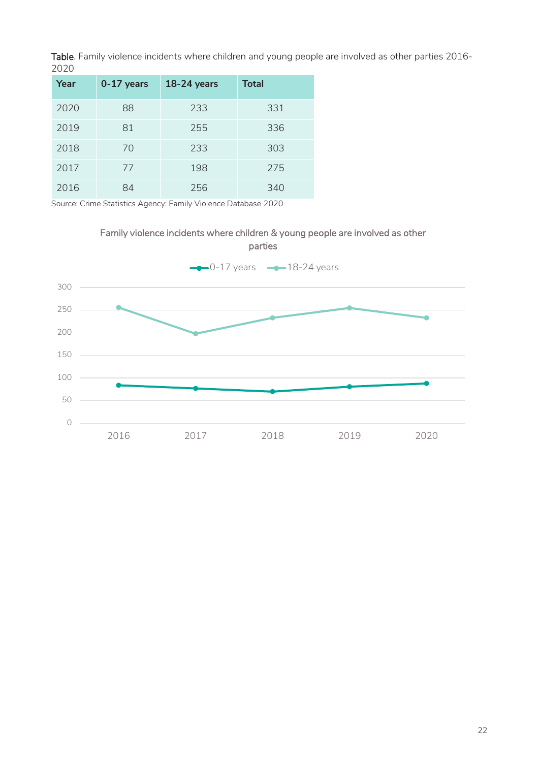**Table**. Family violence incidents where children and young people are involved as other parties 2016-2020

| Year | 0-17 years | 18-24 years | Total |
| --- | --- | --- | --- |
| 2020 | 88 | 233 | 331 |
| 2019 | 81 | 255 | 336 |
| 2018 | 70 | 233 | 303 |
| 2017 | 77 | 198 | 275 |
| 2016 | 84 | 256 | 340 |

Source: Crime Statistics Agency: Family Violence Database 2020

Family violence incidents where children & young people are involved as other parties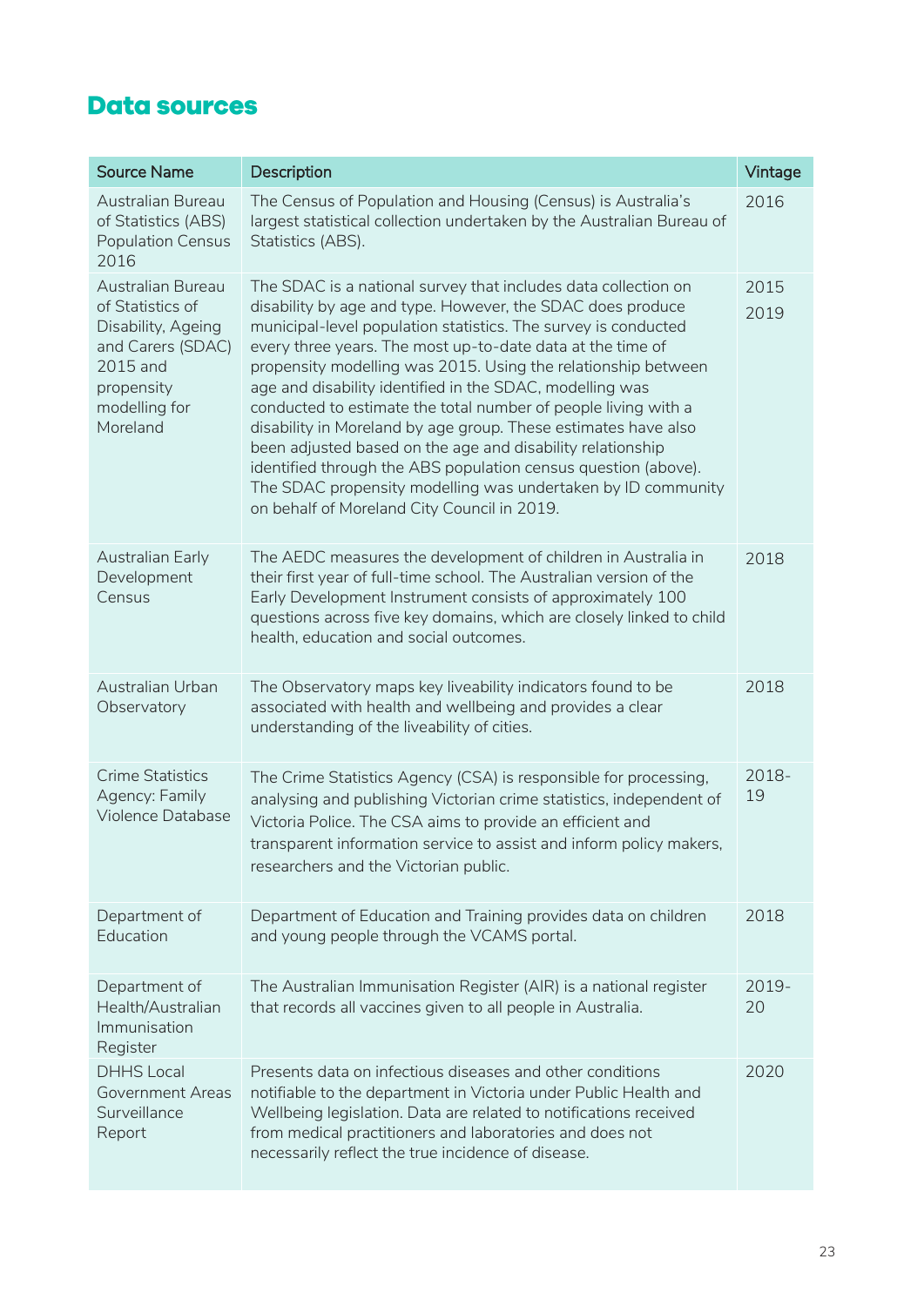## Data sources

| Source Name | Description | Vintage |
|---|---|---|
| Australian Bureau of Statistics (ABS) Population Census 2016 | The Census of Population and Housing (Census) is Australia's largest statistical collection undertaken by the Australian Bureau of Statistics (ABS). | 2016 |
| Australian Bureau of Statistics of Disability, Ageing and Carers (SDAC) 2015 and propensity modelling for Moreland | The SDAC is a national survey that includes data collection on disability by age and type. However, the SDAC does produce municipal-level population statistics. The survey is conducted every three years. The most up-to-date data at the time of propensity modelling was 2015. Using the relationship between age and disability identified in the SDAC, modelling was conducted to estimate the total number of people living with a disability in Moreland by age group. These estimates have also been adjusted based on the age and disability relationship identified through the ABS population census question (above). The SDAC propensity modelling was undertaken by ID community on behalf of Moreland City Council in 2019. | 2015 2019 |
| Australian Early Development Census | The AEDC measures the development of children in Australia in their first year of full-time school. The Australian version of the Early Development Instrument consists of approximately 100 questions across five key domains, which are closely linked to child health, education and social outcomes. | 2018 |
| Australian Urban Observatory | The Observatory maps key liveability indicators found to be associated with health and wellbeing and provides a clear understanding of the liveability of cities. | 2018 |
| Crime Statistics Agency: Family Violence Database | The Crime Statistics Agency (CSA) is responsible for processing, analysing and publishing Victorian crime statistics, independent of Victoria Police. The CSA aims to provide an efficient and transparent information service to assist and inform policy makers, researchers and the Victorian public. | 2018-19 |
| Department of Education | Department of Education and Training provides data on children and young people through the VCAMS portal. | 2018 |
| Department of Health/Australian Immunisation Register | The Australian Immunisation Register (AIR) is a national register that records all vaccines given to all people in Australia. | 2019-20 |
| DHHS Local Government Areas Surveillance Report | Presents data on infectious diseases and other conditions notifiable to the department in Victoria under Public Health and Wellbeing legislation. Data are related to notifications received from medical practitioners and laboratories and does not necessarily reflect the true incidence of disease. | 2020 |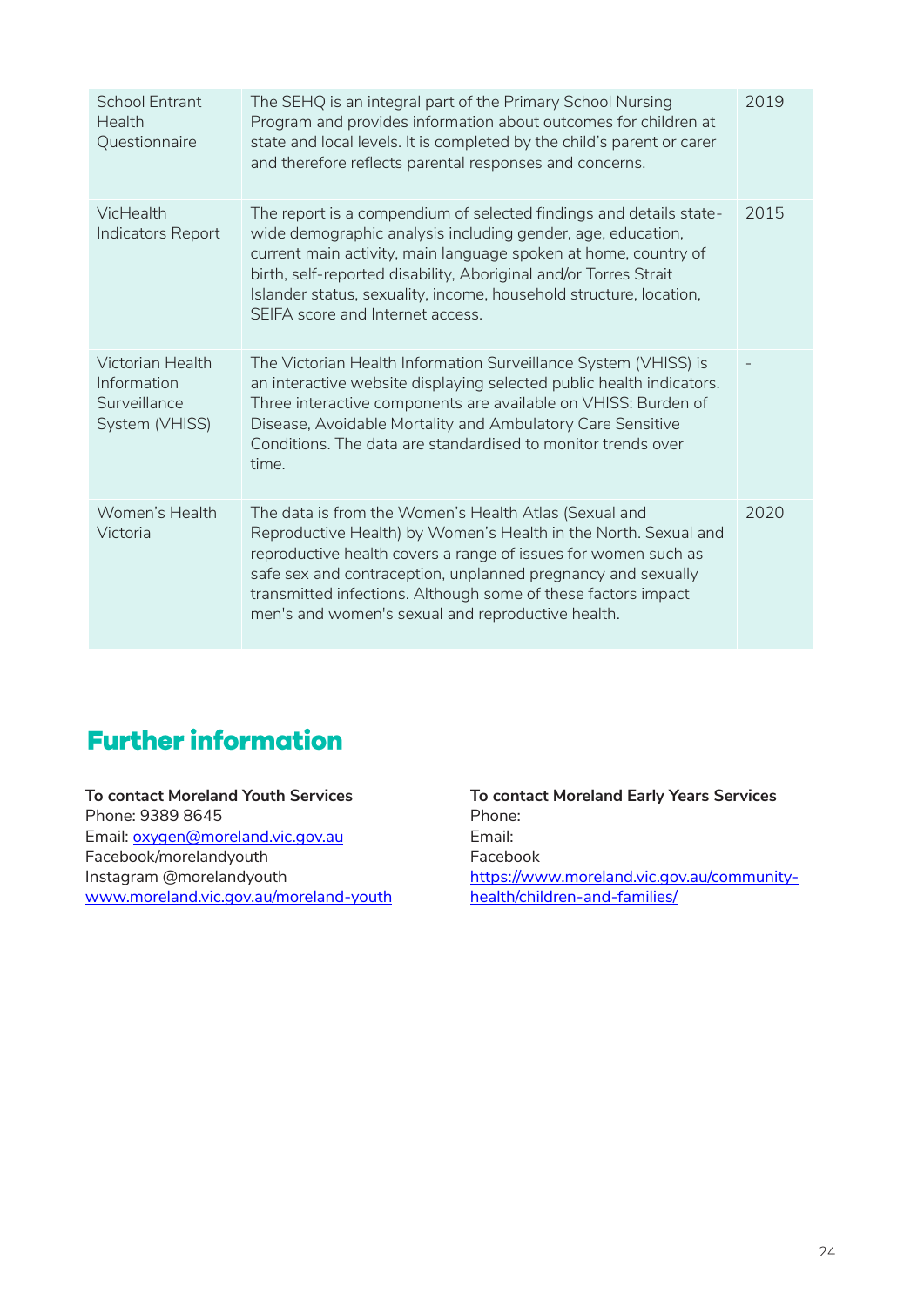| | | |
|---|---|---|
| School Entrant Health Questionnaire | The SEHQ is an integral part of the Primary School Nursing Program and provides information about outcomes for children at state and local levels. It is completed by the child's parent or carer and therefore reflects parental responses and concerns. | 2019 |
| VicHealth Indicators Report | The report is a compendium of selected findings and details state-wide demographic analysis including gender, age, education, current main activity, main language spoken at home, country of birth, self-reported disability, Aboriginal and/or Torres Strait Islander status, sexuality, income, household structure, location, SEIFA score and Internet access. | 2015 |
| Victorian Health Information Surveillance System (VHISS) | The Victorian Health Information Surveillance System (VHISS) is an interactive website displaying selected public health indicators. Three interactive components are available on VHISS: Burden of Disease, Avoidable Mortality and Ambulatory Care Sensitive Conditions. The data are standardised to monitor trends over time. | - |
| Women's Health Victoria | The data is from the Women's Health Atlas (Sexual and Reproductive Health) by Women's Health in the North. Sexual and reproductive health covers a range of issues for women such as safe sex and contraception, unplanned pregnancy and sexually transmitted infections. Although some of these factors impact men's and women's sexual and reproductive health. | 2020 |

## Further information

**To contact Moreland Youth Services**
Phone: 9389 8645
Email: oxygen@moreland.vic.gov.au
Facebook/morelandyouth
Instagram @morelandyouth
www.moreland.vic.gov.au/moreland-youth

**To contact Moreland Early Years Services**
Phone:
Email:
Facebook
https://www.moreland.vic.gov.au/community-health/children-and-families/